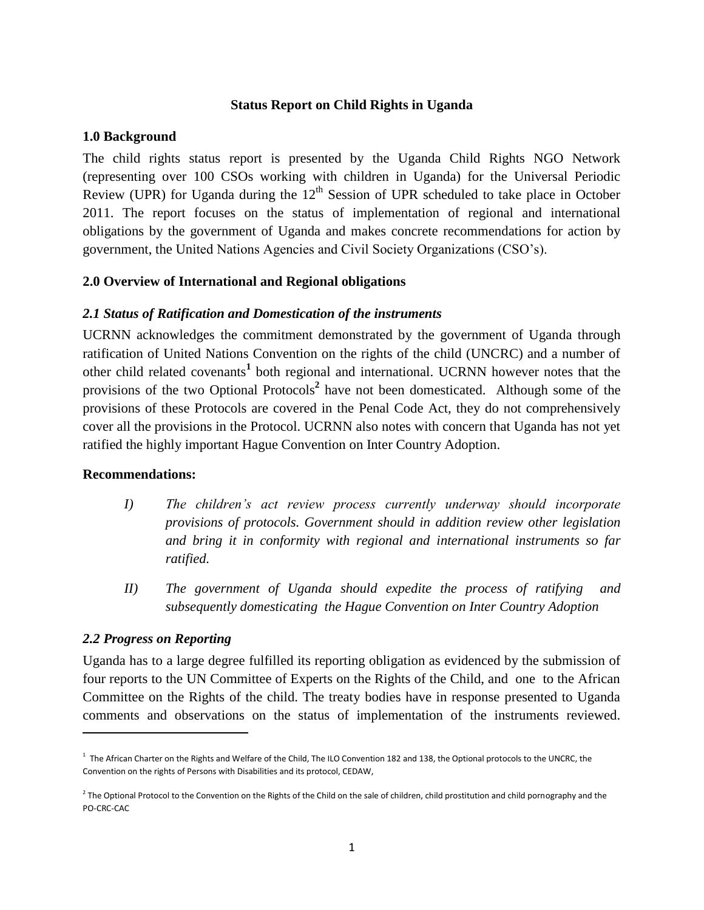# Status Report on Child Rights in Uganda

## 1.0 Background

The child rights status report is presented by the Uganda Child Rights NGO Network (representing over 100 CSOs working with children in Uganda) for the Universal Periodic Review (UPR) for Uganda during the 12th Session of UPR scheduled to take place in October 2011. The report focuses on the status of implementation of regional and international obligations by the government of Uganda and makes concrete recommendations for action by government, the United Nations Agencies and Civil Society Organizations (CSO's).

## 2.0 Overview of International and Regional obligations

### *2.1 Status of Ratification and Domestication of the instruments*

UCRNN acknowledges the commitment demonstrated by the government of Uganda through ratification of United Nations Convention on the rights of the child (UNCRC) and a number of other child related covenants[1] both regional and international. UCRNN however notes that the provisions of the two Optional Protocols[2] have not been domesticated. Although some of the provisions of these Protocols are covered in the Penal Code Act, they do not comprehensively cover all the provisions in the Protocol. UCRNN also notes with concern that Uganda has not yet ratified the highly important Hague Convention on Inter Country Adoption.

**Recommendations:**

I) *The children's act review process currently underway should incorporate provisions of protocols. Government should in addition review other legislation and bring it in conformity with regional and international instruments so far ratified.*

II) *The government of Uganda should expedite the process of ratifying and subsequently domesticating the Hague Convention on Inter Country Adoption*

### *2.2 Progress on Reporting*

Uganda has to a large degree fulfilled its reporting obligation as evidenced by the submission of four reports to the UN Committee of Experts on the Rights of the Child, and one to the African Committee on the Rights of the child. The treaty bodies have in response presented to Uganda comments and observations on the status of implementation of the instruments reviewed.

---

[1] The African Charter on the Rights and Welfare of the Child, The ILO Convention 182 and 138, the Optional protocols to the UNCRC, the Convention on the rights of Persons with Disabilities and its protocol, CEDAW,

[2] The Optional Protocol to the Convention on the Rights of the Child on the sale of children, child prostitution and child pornography and the PO-CRC-CAC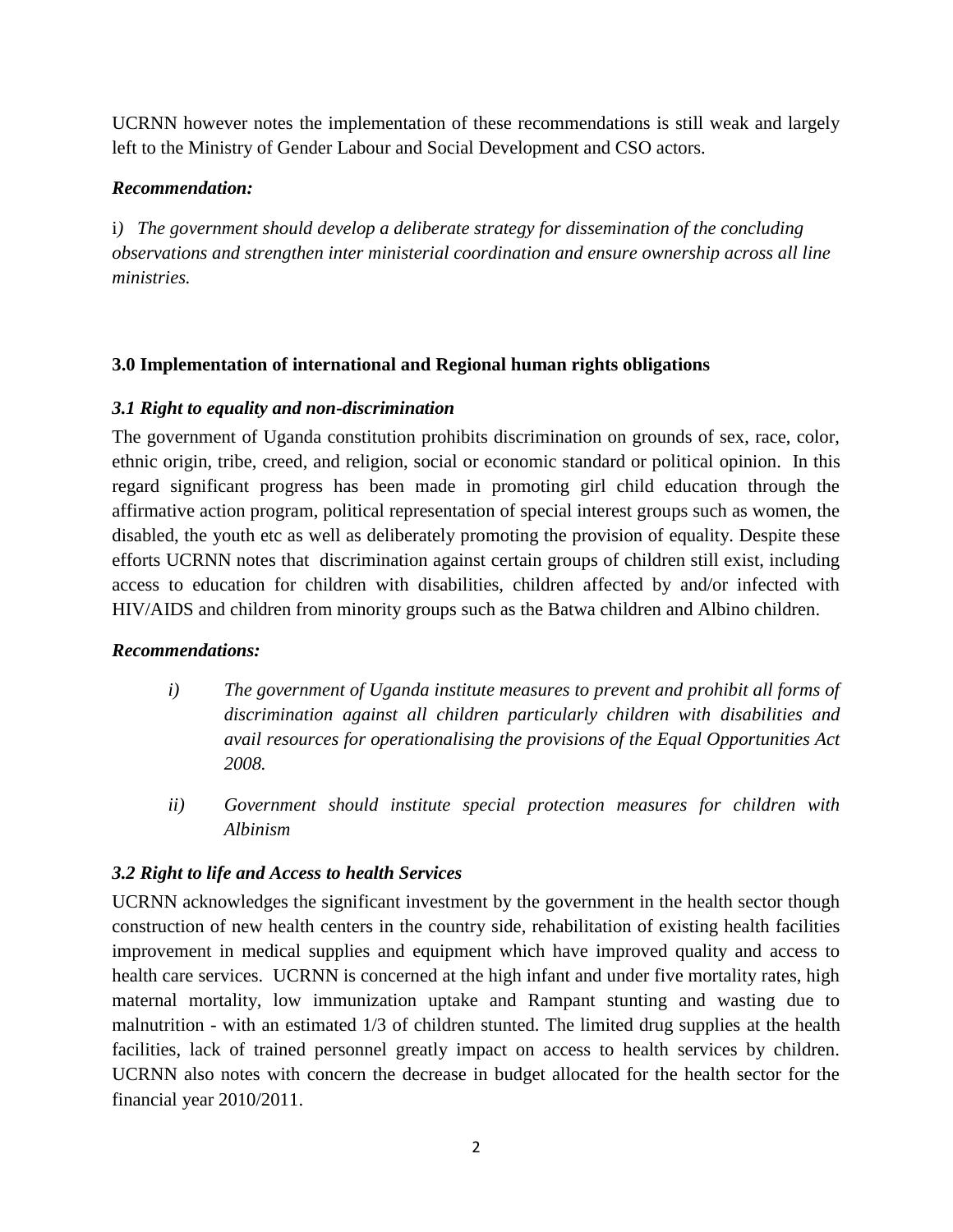UCRNN however notes the implementation of these recommendations is still weak and largely left to the Ministry of Gender Labour and Social Development and CSO actors.

***Recommendation:***

i*) The government should develop a deliberate strategy for dissemination of the concluding observations and strengthen inter ministerial coordination and ensure ownership across all line ministries.*

## 3.0 Implementation of international and Regional human rights obligations

### *3.1 Right to equality and non-discrimination*

The government of Uganda constitution prohibits discrimination on grounds of sex, race, color, ethnic origin, tribe, creed, and religion, social or economic standard or political opinion. In this regard significant progress has been made in promoting girl child education through the affirmative action program, political representation of special interest groups such as women, the disabled, the youth etc as well as deliberately promoting the provision of equality. Despite these efforts UCRNN notes that discrimination against certain groups of children still exist, including access to education for children with disabilities, children affected by and/or infected with HIV/AIDS and children from minority groups such as the Batwa children and Albino children.

***Recommendations:***

*i) The government of Uganda institute measures to prevent and prohibit all forms of discrimination against all children particularly children with disabilities and avail resources for operationalising the provisions of the Equal Opportunities Act 2008.*

*ii) Government should institute special protection measures for children with Albinism*

### *3.2 Right to life and Access to health Services*

UCRNN acknowledges the significant investment by the government in the health sector though construction of new health centers in the country side, rehabilitation of existing health facilities improvement in medical supplies and equipment which have improved quality and access to health care services. UCRNN is concerned at the high infant and under five mortality rates, high maternal mortality, low immunization uptake and Rampant stunting and wasting due to malnutrition - with an estimated 1/3 of children stunted. The limited drug supplies at the health facilities, lack of trained personnel greatly impact on access to health services by children. UCRNN also notes with concern the decrease in budget allocated for the health sector for the financial year 2010/2011.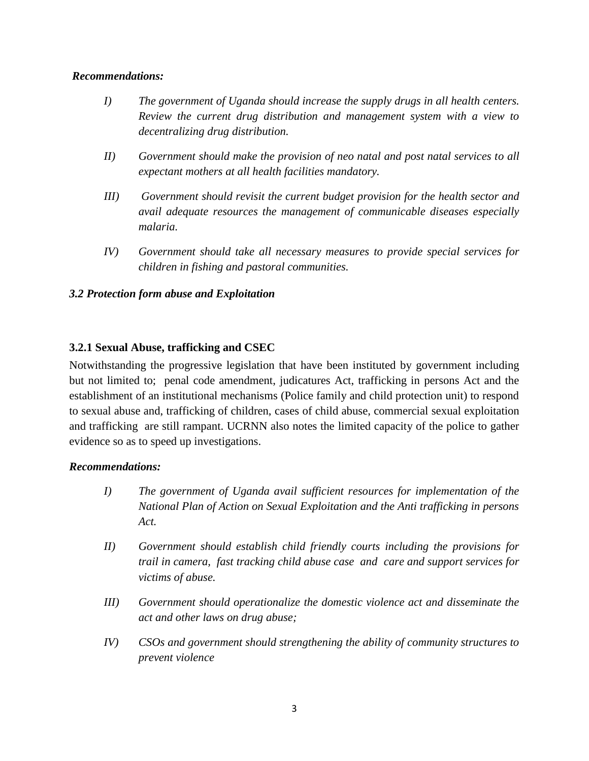***Recommendations:***

*I) The government of Uganda should increase the supply drugs in all health centers. Review the current drug distribution and management system with a view to decentralizing drug distribution.*

*II) Government should make the provision of neo natal and post natal services to all expectant mothers at all health facilities mandatory.*

*III) Government should revisit the current budget provision for the health sector and avail adequate resources the management of communicable diseases especially malaria.*

*IV) Government should take all necessary measures to provide special services for children in fishing and pastoral communities.*

### *3.2 Protection form abuse and Exploitation*

#### 3.2.1 Sexual Abuse, trafficking and CSEC

Notwithstanding the progressive legislation that have been instituted by government including but not limited to; penal code amendment, judicatures Act, trafficking in persons Act and the establishment of an institutional mechanisms (Police family and child protection unit) to respond to sexual abuse and, trafficking of children, cases of child abuse, commercial sexual exploitation and trafficking are still rampant. UCRNN also notes the limited capacity of the police to gather evidence so as to speed up investigations.

***Recommendations:***

*I) The government of Uganda avail sufficient resources for implementation of the National Plan of Action on Sexual Exploitation and the Anti trafficking in persons Act.*

*II) Government should establish child friendly courts including the provisions for trail in camera, fast tracking child abuse case and care and support services for victims of abuse.*

*III) Government should operationalize the domestic violence act and disseminate the act and other laws on drug abuse;*

*IV) CSOs and government should strengthening the ability of community structures to prevent violence*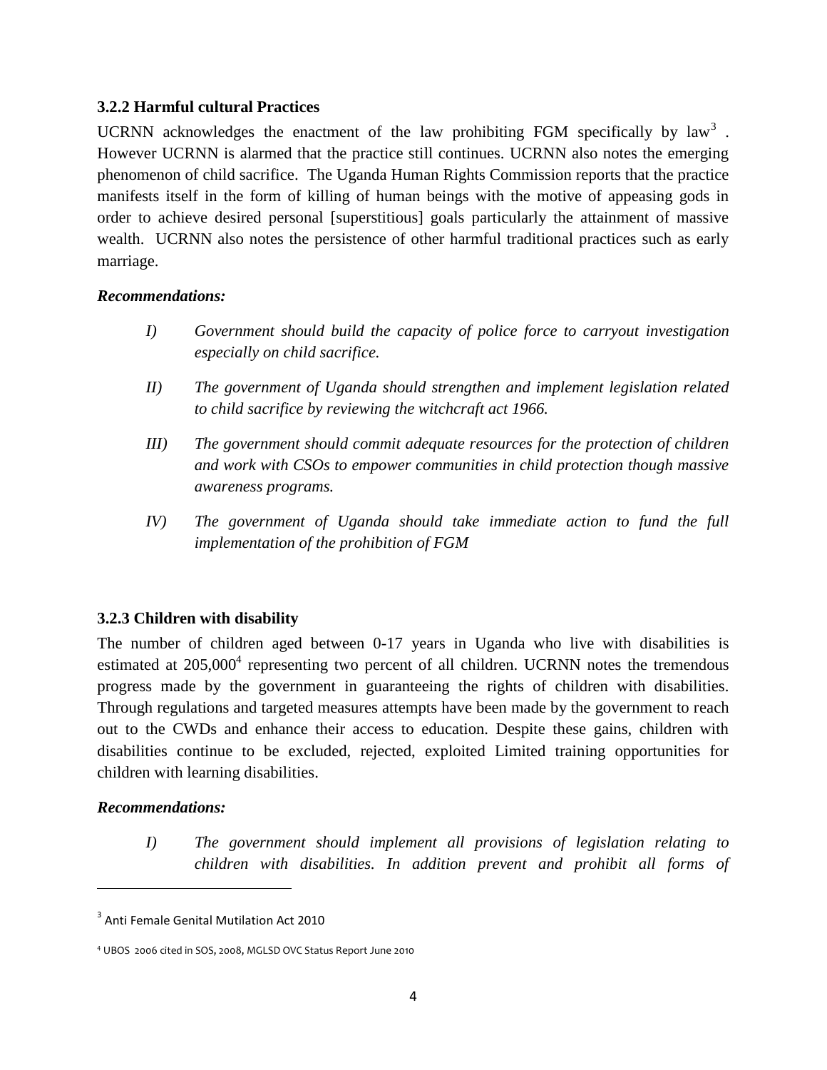### 3.2.2 Harmful cultural Practices

UCRNN acknowledges the enactment of the law prohibiting FGM specifically by law[3]. However UCRNN is alarmed that the practice still continues. UCRNN also notes the emerging phenomenon of child sacrifice. The Uganda Human Rights Commission reports that the practice manifests itself in the form of killing of human beings with the motive of appeasing gods in order to achieve desired personal [superstitious] goals particularly the attainment of massive wealth. UCRNN also notes the persistence of other harmful traditional practices such as early marriage.

***Recommendations:***

*I) Government should build the capacity of police force to carryout investigation especially on child sacrifice.*

*II) The government of Uganda should strengthen and implement legislation related to child sacrifice by reviewing the witchcraft act 1966.*

*III) The government should commit adequate resources for the protection of children and work with CSOs to empower communities in child protection though massive awareness programs.*

*IV) The government of Uganda should take immediate action to fund the full implementation of the prohibition of FGM*

### 3.2.3 Children with disability

The number of children aged between 0-17 years in Uganda who live with disabilities is estimated at 205,000[4] representing two percent of all children. UCRNN notes the tremendous progress made by the government in guaranteeing the rights of children with disabilities. Through regulations and targeted measures attempts have been made by the government to reach out to the CWDs and enhance their access to education. Despite these gains, children with disabilities continue to be excluded, rejected, exploited Limited training opportunities for children with learning disabilities.

***Recommendations:***

*I) The government should implement all provisions of legislation relating to children with disabilities. In addition prevent and prohibit all forms of*

---

[3] Anti Female Genital Mutilation Act 2010

[4] UBOS 2006 cited in SOS, 2008, MGLSD OVC Status Report June 2010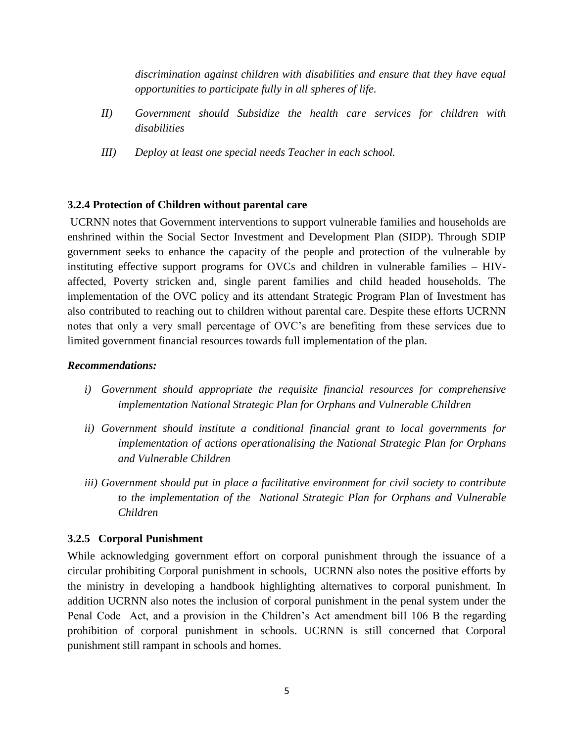*discrimination against children with disabilities and ensure that they have equal opportunities to participate fully in all spheres of life.*

*II) Government should Subsidize the health care services for children with disabilities*

*III) Deploy at least one special needs Teacher in each school.*

### 3.2.4 Protection of Children without parental care

UCRNN notes that Government interventions to support vulnerable families and households are enshrined within the Social Sector Investment and Development Plan (SIDP). Through SDIP government seeks to enhance the capacity of the people and protection of the vulnerable by instituting effective support programs for OVCs and children in vulnerable families – HIV-affected, Poverty stricken and, single parent families and child headed households. The implementation of the OVC policy and its attendant Strategic Program Plan of Investment has also contributed to reaching out to children without parental care. Despite these efforts UCRNN notes that only a very small percentage of OVC's are benefiting from these services due to limited government financial resources towards full implementation of the plan.

***Recommendations:***

*i) Government should appropriate the requisite financial resources for comprehensive implementation National Strategic Plan for Orphans and Vulnerable Children*

*ii) Government should institute a conditional financial grant to local governments for implementation of actions operationalising the National Strategic Plan for Orphans and Vulnerable Children*

*iii) Government should put in place a facilitative environment for civil society to contribute to the implementation of the National Strategic Plan for Orphans and Vulnerable Children*

### 3.2.5 Corporal Punishment

While acknowledging government effort on corporal punishment through the issuance of a circular prohibiting Corporal punishment in schools, UCRNN also notes the positive efforts by the ministry in developing a handbook highlighting alternatives to corporal punishment. In addition UCRNN also notes the inclusion of corporal punishment in the penal system under the Penal Code Act, and a provision in the Children's Act amendment bill 106 B the regarding prohibition of corporal punishment in schools. UCRNN is still concerned that Corporal punishment still rampant in schools and homes.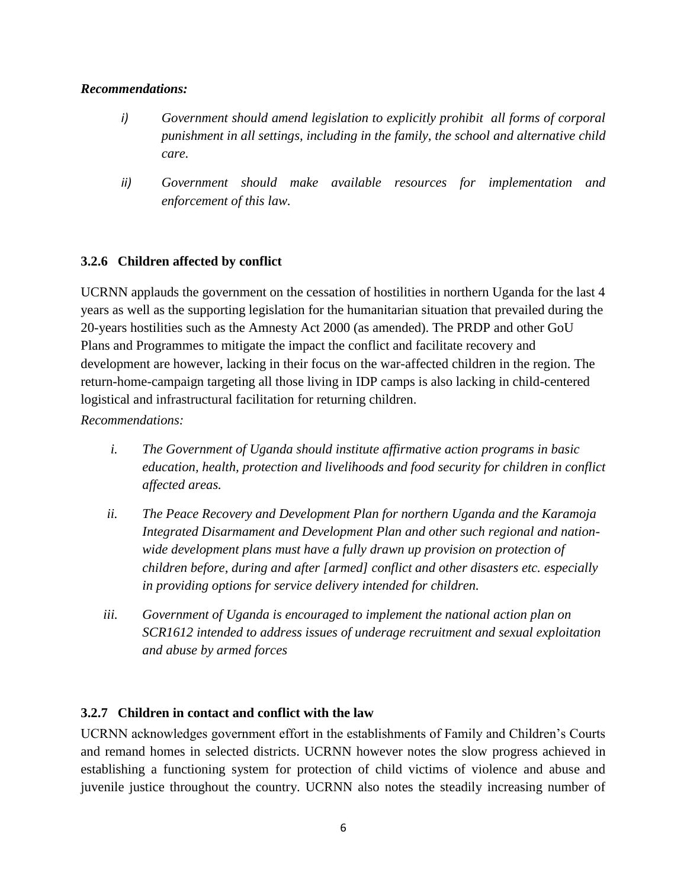***Recommendations:***

i) *Government should amend legislation to explicitly prohibit all forms of corporal punishment in all settings, including in the family, the school and alternative child care.*

ii) *Government should make available resources for implementation and enforcement of this law.*

### 3.2.6 Children affected by conflict

UCRNN applauds the government on the cessation of hostilities in northern Uganda for the last 4 years as well as the supporting legislation for the humanitarian situation that prevailed during the 20-years hostilities such as the Amnesty Act 2000 (as amended). The PRDP and other GoU Plans and Programmes to mitigate the impact the conflict and facilitate recovery and development are however, lacking in their focus on the war-affected children in the region. The return-home-campaign targeting all those living in IDP camps is also lacking in child-centered logistical and infrastructural facilitation for returning children.

*Recommendations:*

i. *The Government of Uganda should institute affirmative action programs in basic education, health, protection and livelihoods and food security for children in conflict affected areas.*

ii. *The Peace Recovery and Development Plan for northern Uganda and the Karamoja Integrated Disarmament and Development Plan and other such regional and nation-wide development plans must have a fully drawn up provision on protection of children before, during and after [armed] conflict and other disasters etc. especially in providing options for service delivery intended for children.*

iii. *Government of Uganda is encouraged to implement the national action plan on SCR1612 intended to address issues of underage recruitment and sexual exploitation and abuse by armed forces*

### 3.2.7 Children in contact and conflict with the law

UCRNN acknowledges government effort in the establishments of Family and Children's Courts and remand homes in selected districts. UCRNN however notes the slow progress achieved in establishing a functioning system for protection of child victims of violence and abuse and juvenile justice throughout the country. UCRNN also notes the steadily increasing number of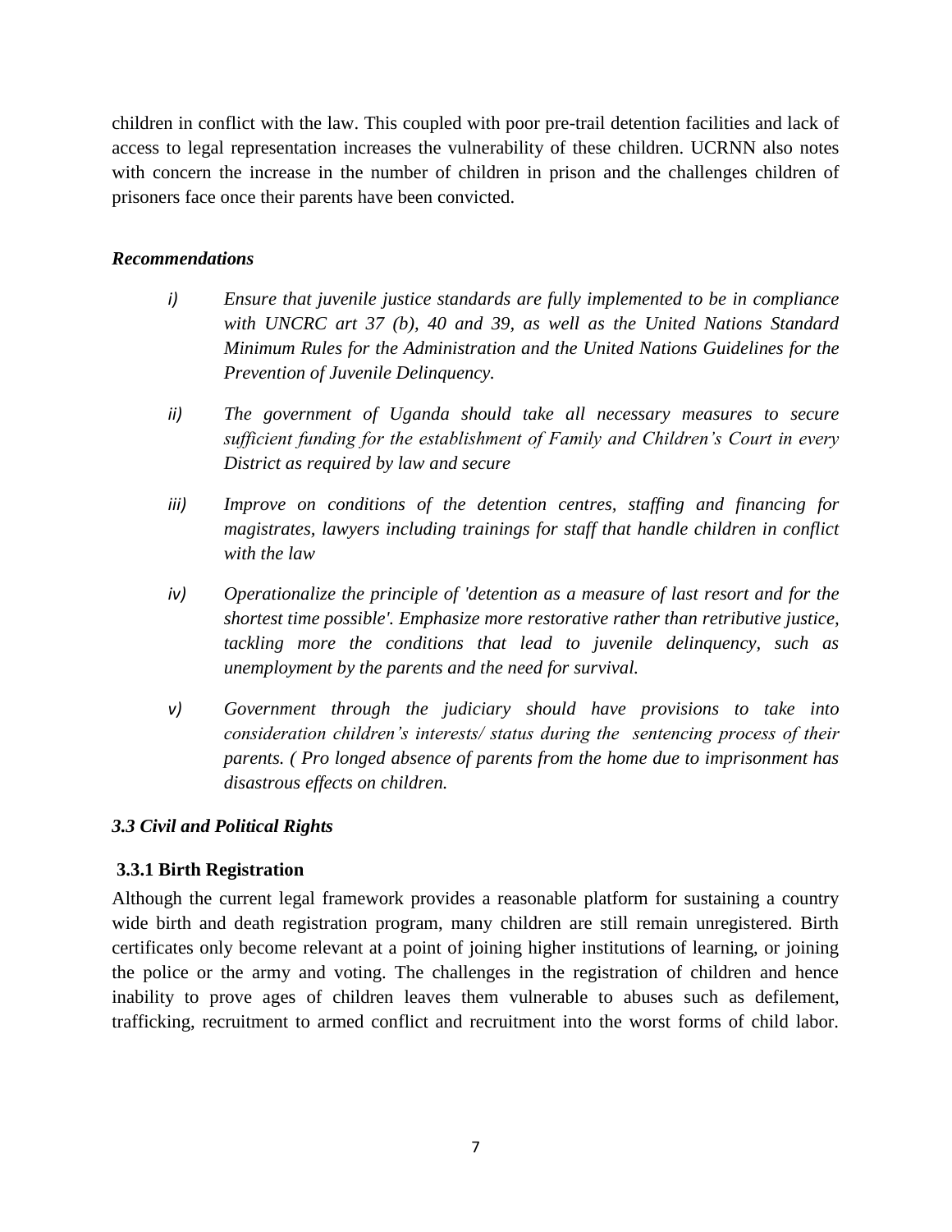children in conflict with the law. This coupled with poor pre-trail detention facilities and lack of access to legal representation increases the vulnerability of these children. UCRNN also notes with concern the increase in the number of children in prison and the challenges children of prisoners face once their parents have been convicted.

***Recommendations***

*i) Ensure that juvenile justice standards are fully implemented to be in compliance with UNCRC art 37 (b), 40 and 39, as well as the United Nations Standard Minimum Rules for the Administration and the United Nations Guidelines for the Prevention of Juvenile Delinquency.*

*ii) The government of Uganda should take all necessary measures to secure sufficient funding for the establishment of Family and Children's Court in every District as required by law and secure*

*iii) Improve on conditions of the detention centres, staffing and financing for magistrates, lawyers including trainings for staff that handle children in conflict with the law*

*iv) Operationalize the principle of 'detention as a measure of last resort and for the shortest time possible'. Emphasize more restorative rather than retributive justice, tackling more the conditions that lead to juvenile delinquency, such as unemployment by the parents and the need for survival.*

*v) Government through the judiciary should have provisions to take into consideration children's interests/ status during the sentencing process of their parents. ( Pro longed absence of parents from the home due to imprisonment has disastrous effects on children.*

### *3.3 Civil and Political Rights*

#### 3.3.1 Birth Registration

Although the current legal framework provides a reasonable platform for sustaining a country wide birth and death registration program, many children are still remain unregistered. Birth certificates only become relevant at a point of joining higher institutions of learning, or joining the police or the army and voting. The challenges in the registration of children and hence inability to prove ages of children leaves them vulnerable to abuses such as defilement, trafficking, recruitment to armed conflict and recruitment into the worst forms of child labor.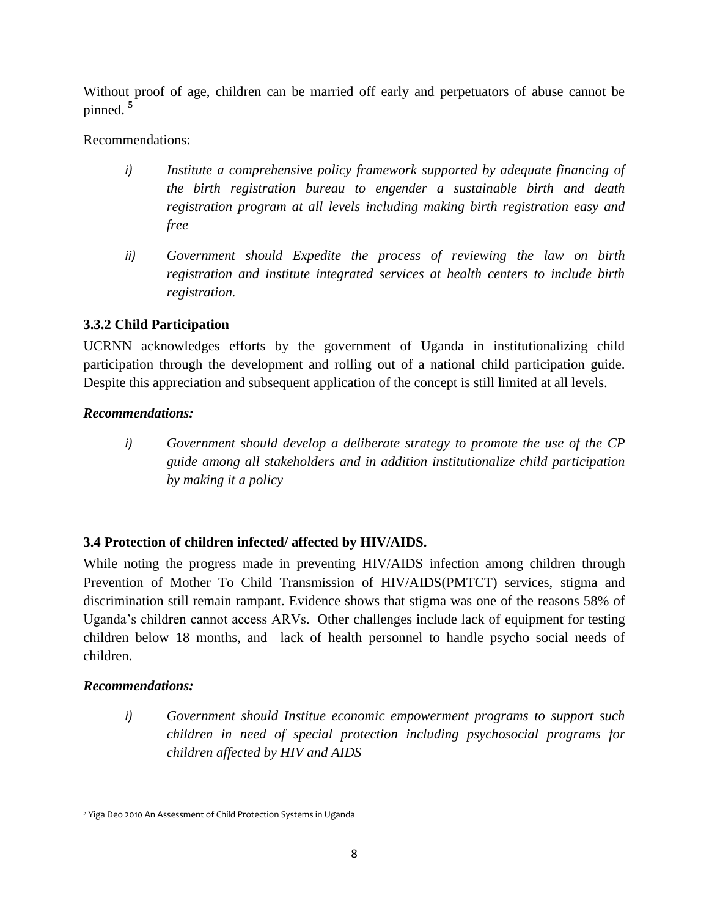Without proof of age, children can be married off early and perpetuators of abuse cannot be pinned. [5]

Recommendations:

*i) Institute a comprehensive policy framework supported by adequate financing of the birth registration bureau to engender a sustainable birth and death registration program at all levels including making birth registration easy and free*

*ii) Government should Expedite the process of reviewing the law on birth registration and institute integrated services at health centers to include birth registration.*

### 3.3.2 Child Participation

UCRNN acknowledges efforts by the government of Uganda in institutionalizing child participation through the development and rolling out of a national child participation guide. Despite this appreciation and subsequent application of the concept is still limited at all levels.

***Recommendations:***

*i) Government should develop a deliberate strategy to promote the use of the CP guide among all stakeholders and in addition institutionalize child participation by making it a policy*

### 3.4 Protection of children infected/ affected by HIV/AIDS.

While noting the progress made in preventing HIV/AIDS infection among children through Prevention of Mother To Child Transmission of HIV/AIDS(PMTCT) services, stigma and discrimination still remain rampant. Evidence shows that stigma was one of the reasons 58% of Uganda's children cannot access ARVs. Other challenges include lack of equipment for testing children below 18 months, and lack of health personnel to handle psycho social needs of children.

***Recommendations:***

*i) Government should Institue economic empowerment programs to support such children in need of special protection including psychosocial programs for children affected by HIV and AIDS*

---

[5] Yiga Deo 2010 An Assessment of Child Protection Systems in Uganda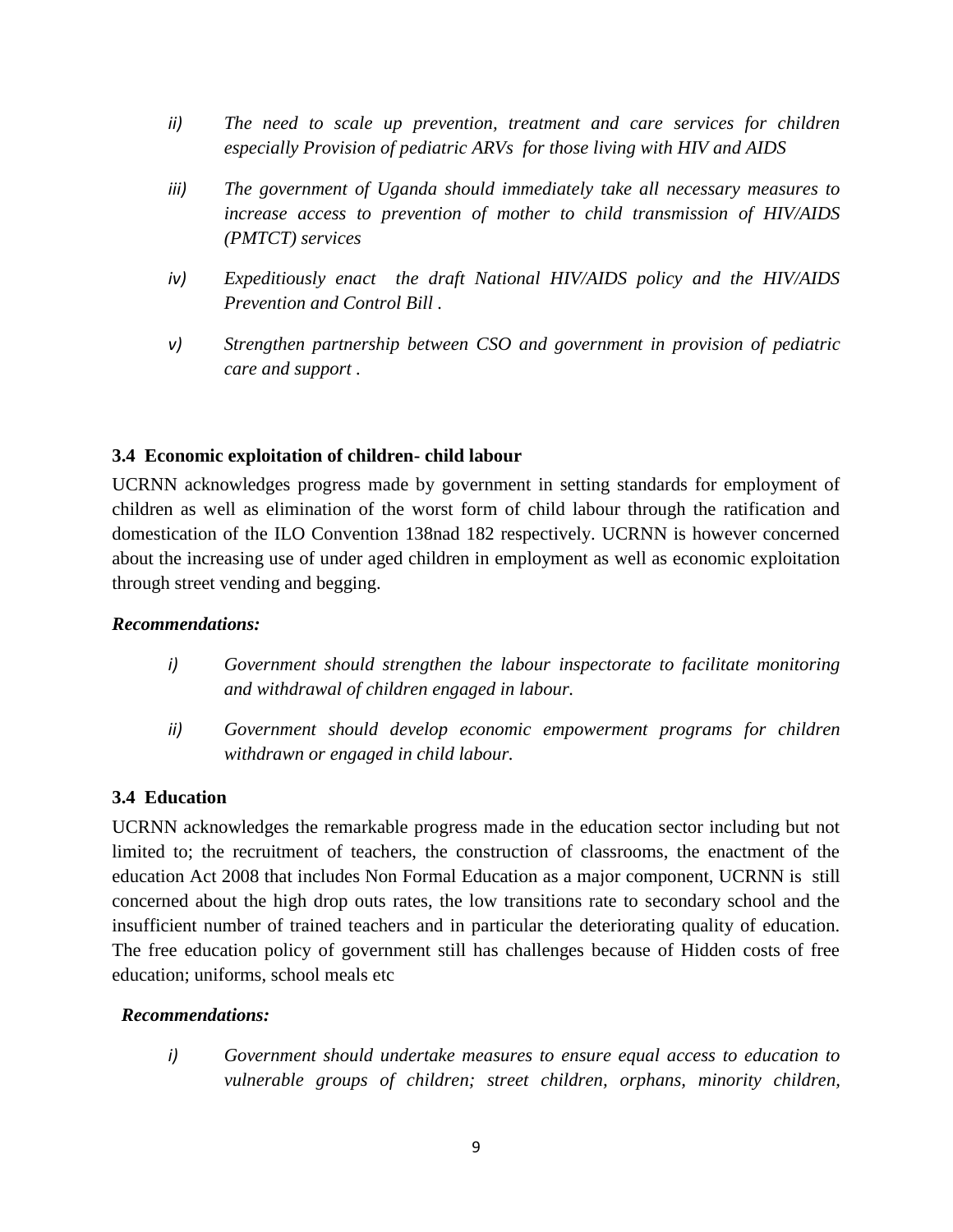*ii) The need to scale up prevention, treatment and care services for children especially Provision of pediatric ARVs for those living with HIV and AIDS*

*iii) The government of Uganda should immediately take all necessary measures to increase access to prevention of mother to child transmission of HIV/AIDS (PMTCT) services*

*iv) Expeditiously enact the draft National HIV/AIDS policy and the HIV/AIDS Prevention and Control Bill .*

*v) Strengthen partnership between CSO and government in provision of pediatric care and support .*

### 3.4 Economic exploitation of children- child labour

UCRNN acknowledges progress made by government in setting standards for employment of children as well as elimination of the worst form of child labour through the ratification and domestication of the ILO Convention 138nad 182 respectively. UCRNN is however concerned about the increasing use of under aged children in employment as well as economic exploitation through street vending and begging.

***Recommendations:***

*i) Government should strengthen the labour inspectorate to facilitate monitoring and withdrawal of children engaged in labour.*

*ii) Government should develop economic empowerment programs for children withdrawn or engaged in child labour.*

### 3.4 Education

UCRNN acknowledges the remarkable progress made in the education sector including but not limited to; the recruitment of teachers, the construction of classrooms, the enactment of the education Act 2008 that includes Non Formal Education as a major component, UCRNN is still concerned about the high drop outs rates, the low transitions rate to secondary school and the insufficient number of trained teachers and in particular the deteriorating quality of education. The free education policy of government still has challenges because of Hidden costs of free education; uniforms, school meals etc

***Recommendations:***

*i) Government should undertake measures to ensure equal access to education to vulnerable groups of children; street children, orphans, minority children,*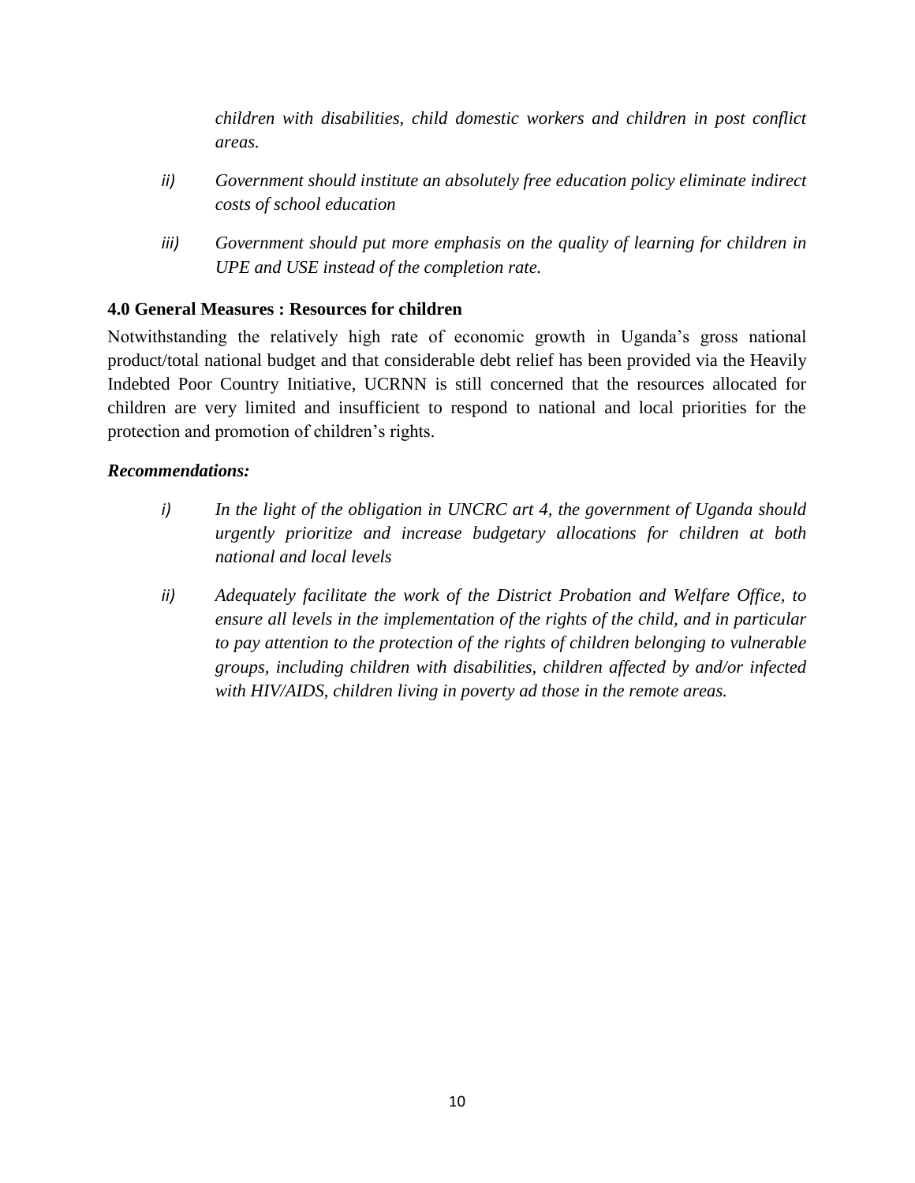*children with disabilities, child domestic workers and children in post conflict areas.*

*ii) Government should institute an absolutely free education policy eliminate indirect costs of school education*

*iii) Government should put more emphasis on the quality of learning for children in UPE and USE instead of the completion rate.*

### 4.0 General Measures : Resources for children

Notwithstanding the relatively high rate of economic growth in Uganda's gross national product/total national budget and that considerable debt relief has been provided via the Heavily Indebted Poor Country Initiative, UCRNN is still concerned that the resources allocated for children are very limited and insufficient to respond to national and local priorities for the protection and promotion of children's rights.

***Recommendations:***

*i) In the light of the obligation in UNCRC art 4, the government of Uganda should urgently prioritize and increase budgetary allocations for children at both national and local levels*

*ii) Adequately facilitate the work of the District Probation and Welfare Office, to ensure all levels in the implementation of the rights of the child, and in particular to pay attention to the protection of the rights of children belonging to vulnerable groups, including children with disabilities, children affected by and/or infected with HIV/AIDS, children living in poverty ad those in the remote areas.*